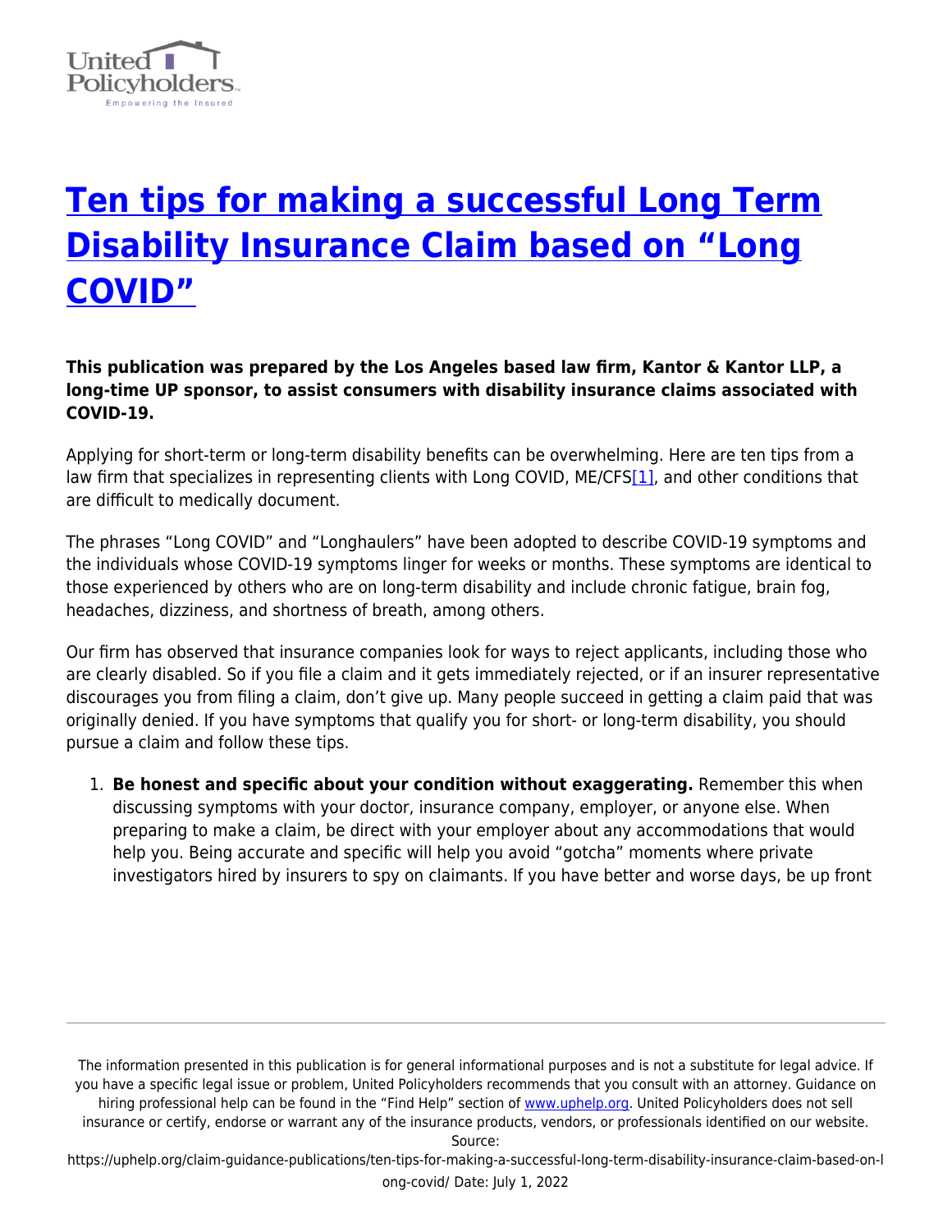# Ten tips for making a successful Long Term Disability Insurance Claim based on "Long COVID"

**This publication was prepared by the Los Angeles based law firm, Kantor & Kantor LLP, a long-time UP sponsor, to assist consumers with disability insurance claims associated with COVID-19.**

Applying for short-term or long-term disability benefits can be overwhelming. Here are ten tips from a law firm that specializes in representing clients with Long COVID, ME/CFS[1], and other conditions that are difficult to medically document.

The phrases "Long COVID" and "Longhaulers" have been adopted to describe COVID-19 symptoms and the individuals whose COVID-19 symptoms linger for weeks or months. These symptoms are identical to those experienced by others who are on long-term disability and include chronic fatigue, brain fog, headaches, dizziness, and shortness of breath, among others.

Our firm has observed that insurance companies look for ways to reject applicants, including those who are clearly disabled. So if you file a claim and it gets immediately rejected, or if an insurer representative discourages you from filing a claim, don't give up. Many people succeed in getting a claim paid that was originally denied. If you have symptoms that qualify you for short- or long-term disability, you should pursue a claim and follow these tips.

1. **Be honest and specific about your condition without exaggerating.** Remember this when discussing symptoms with your doctor, insurance company, employer, or anyone else. When preparing to make a claim, be direct with your employer about any accommodations that would help you. Being accurate and specific will help you avoid "gotcha" moments where private investigators hired by insurers to spy on claimants. If you have better and worse days, be up front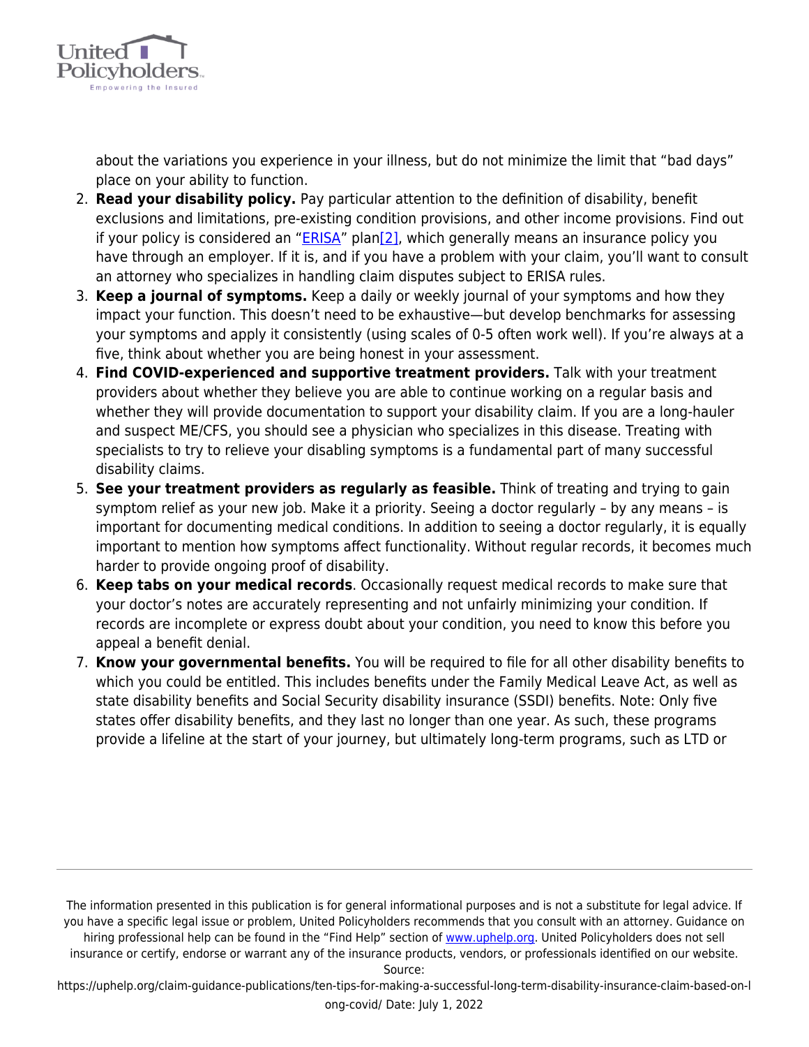about the variations you experience in your illness, but do not minimize the limit that "bad days" place on your ability to function.

2. **Read your disability policy.** Pay particular attention to the definition of disability, benefit exclusions and limitations, pre-existing condition provisions, and other income provisions. Find out if your policy is considered an "ERISA" plan[2], which generally means an insurance policy you have through an employer. If it is, and if you have a problem with your claim, you'll want to consult an attorney who specializes in handling claim disputes subject to ERISA rules.
3. **Keep a journal of symptoms.** Keep a daily or weekly journal of your symptoms and how they impact your function. This doesn't need to be exhaustive—but develop benchmarks for assessing your symptoms and apply it consistently (using scales of 0-5 often work well). If you're always at a five, think about whether you are being honest in your assessment.
4. **Find COVID-experienced and supportive treatment providers.** Talk with your treatment providers about whether they believe you are able to continue working on a regular basis and whether they will provide documentation to support your disability claim. If you are a long-hauler and suspect ME/CFS, you should see a physician who specializes in this disease. Treating with specialists to try to relieve your disabling symptoms is a fundamental part of many successful disability claims.
5. **See your treatment providers as regularly as feasible.** Think of treating and trying to gain symptom relief as your new job. Make it a priority. Seeing a doctor regularly – by any means – is important for documenting medical conditions. In addition to seeing a doctor regularly, it is equally important to mention how symptoms affect functionality. Without regular records, it becomes much harder to provide ongoing proof of disability.
6. **Keep tabs on your medical records**. Occasionally request medical records to make sure that your doctor's notes are accurately representing and not unfairly minimizing your condition. If records are incomplete or express doubt about your condition, you need to know this before you appeal a benefit denial.
7. **Know your governmental benefits.** You will be required to file for all other disability benefits to which you could be entitled. This includes benefits under the Family Medical Leave Act, as well as state disability benefits and Social Security disability insurance (SSDI) benefits. Note: Only five states offer disability benefits, and they last no longer than one year. As such, these programs provide a lifeline at the start of your journey, but ultimately long-term programs, such as LTD or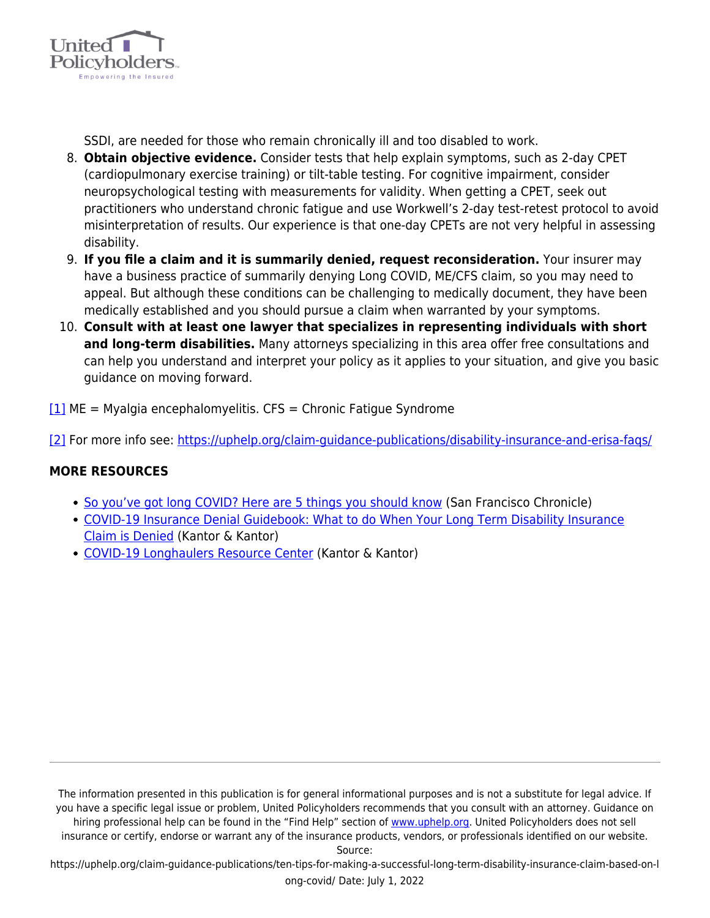SSDI, are needed for those who remain chronically ill and too disabled to work.

8. **Obtain objective evidence.** Consider tests that help explain symptoms, such as 2-day CPET (cardiopulmonary exercise training) or tilt-table testing. For cognitive impairment, consider neuropsychological testing with measurements for validity. When getting a CPET, seek out practitioners who understand chronic fatigue and use Workwell's 2-day test-retest protocol to avoid misinterpretation of results. Our experience is that one-day CPETs are not very helpful in assessing disability.
9. **If you file a claim and it is summarily denied, request reconsideration.** Your insurer may have a business practice of summarily denying Long COVID, ME/CFS claim, so you may need to appeal. But although these conditions can be challenging to medically document, they have been medically established and you should pursue a claim when warranted by your symptoms.
10. **Consult with at least one lawyer that specializes in representing individuals with short and long-term disabilities.** Many attorneys specializing in this area offer free consultations and can help you understand and interpret your policy as it applies to your situation, and give you basic guidance on moving forward.

[1] ME = Myalgia encephalomyelitis. CFS = Chronic Fatigue Syndrome

[2] For more info see: https://uphelp.org/claim-guidance-publications/disability-insurance-and-erisa-faqs/

**MORE RESOURCES**

- So you've got long COVID? Here are 5 things you should know (San Francisco Chronicle)
- COVID-19 Insurance Denial Guidebook: What to do When Your Long Term Disability Insurance Claim is Denied (Kantor & Kantor)
- COVID-19 Longhaulers Resource Center (Kantor & Kantor)

The information presented in this publication is for general informational purposes and is not a substitute for legal advice. If you have a specific legal issue or problem, United Policyholders recommends that you consult with an attorney. Guidance on hiring professional help can be found in the "Find Help" section of www.uphelp.org. United Policyholders does not sell insurance or certify, endorse or warrant any of the insurance products, vendors, or professionals identified on our website.

Source: https://uphelp.org/claim-guidance-publications/ten-tips-for-making-a-successful-long-term-disability-insurance-claim-based-on-long-covid/ Date: July 1, 2022